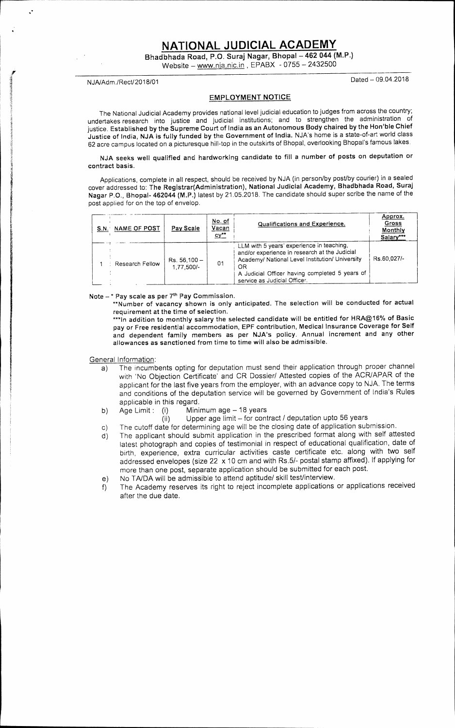# NATIONAL JUDICIAL ACADEMY

**Bhadbhada Road, P.O. Suraj Nagar, Bhopal – 462 044 (M.P.)**

Website – www.nja.nic.in , EPABX - 0755 – 2432500

NJA/Adm./Rect/2018/01

Dated – 09.04.2018

## EMPLOYMENT NOTICE

The National Judicial Academy provides national level judicial education to judges from across the country; undertakes research into justice and judicial institutions; and to strengthen the administration of justice. **Established by the Supreme Court of India as an Autonomous Body chaired by the Hon'ble Chief Justice of India, NJA is fully funded by the Government of India.** NJA's home is a state-of-art world class 62 acre campus located on a picturesque hill-top in the outskirts of Bhopal, overlooking Bhopal's famous lakes.

**NJA seeks well qualified and hardworking candidate to fill a number of posts on deputation or contract basis.**

Applications, complete in all respect, should be received by NJA (in person/by post/by courier) in a sealed cover addressed to: **The Registrar(Administration), National Judicial Academy, Bhadbhada Road, Suraj Nagar P.O., Bhopal- 462044 (M.P.)** latest by 21.05.2018. The candidate should super scribe the name of the post applied for on the top of envelop.

| S.N. | NAME OF POST | Pay Scale | No. of Vacancy** | Qualifications and Experience. | Approx. Gross Monthly Salary*** |
|---|---|---|---|---|---|
| 1 | Research Fellow | Rs. 56,100 – 1,77,500/- | 01 | LLM with 5 years' experience in teaching, and/or experience in research at the Judicial Academy/ National Level Institution/ University<br>OR<br>A Judicial Officer having completed 5 years of service as Judicial Officer. | Rs.60,027/- |

**Note – * Pay scale as per 7th Pay Commission.**

**\*\*Number of vacancy shown is only anticipated. The selection will be conducted for actual requirement at the time of selection.**

**\*\*\*In addition to monthly salary the selected candidate will be entitled for HRA@16% of Basic pay or Free residential accommodation, EPF contribution, Medical Insurance Coverage for Self and dependent family members as per NJA's policy. Annual increment and any other allowances as sanctioned from time to time will also be admissible.**

General Information:

a) The incumbents opting for deputation must send their application through proper channel with 'No Objection Certificate' and CR Dossier/ Attested copies of the ACR/APAR of the applicant for the last five years from the employer, with an advance copy to NJA. The terms and conditions of the deputation service will be governed by Government of India's Rules applicable in this regard.

b) Age Limit : (i) Minimum age – 18 years
   (ii) Upper age limit – for contract / deputation upto 56 years

c) The cutoff date for determining age will be the closing date of application submission.

d) The applicant should submit application in the prescribed format along with self attested latest photograph and copies of testimonial in respect of educational qualification, date of birth, experience, extra curricular activities caste certificate etc. along with two self addressed envelopes (size 22 x 10 cm and with Rs.5/- postal stamp affixed). If applying for more than one post, separate application should be submitted for each post.

e) No TA/DA will be admissible to attend aptitude/ skill test/interview.

f) The Academy reserves its right to reject incomplete applications or applications received after the due date.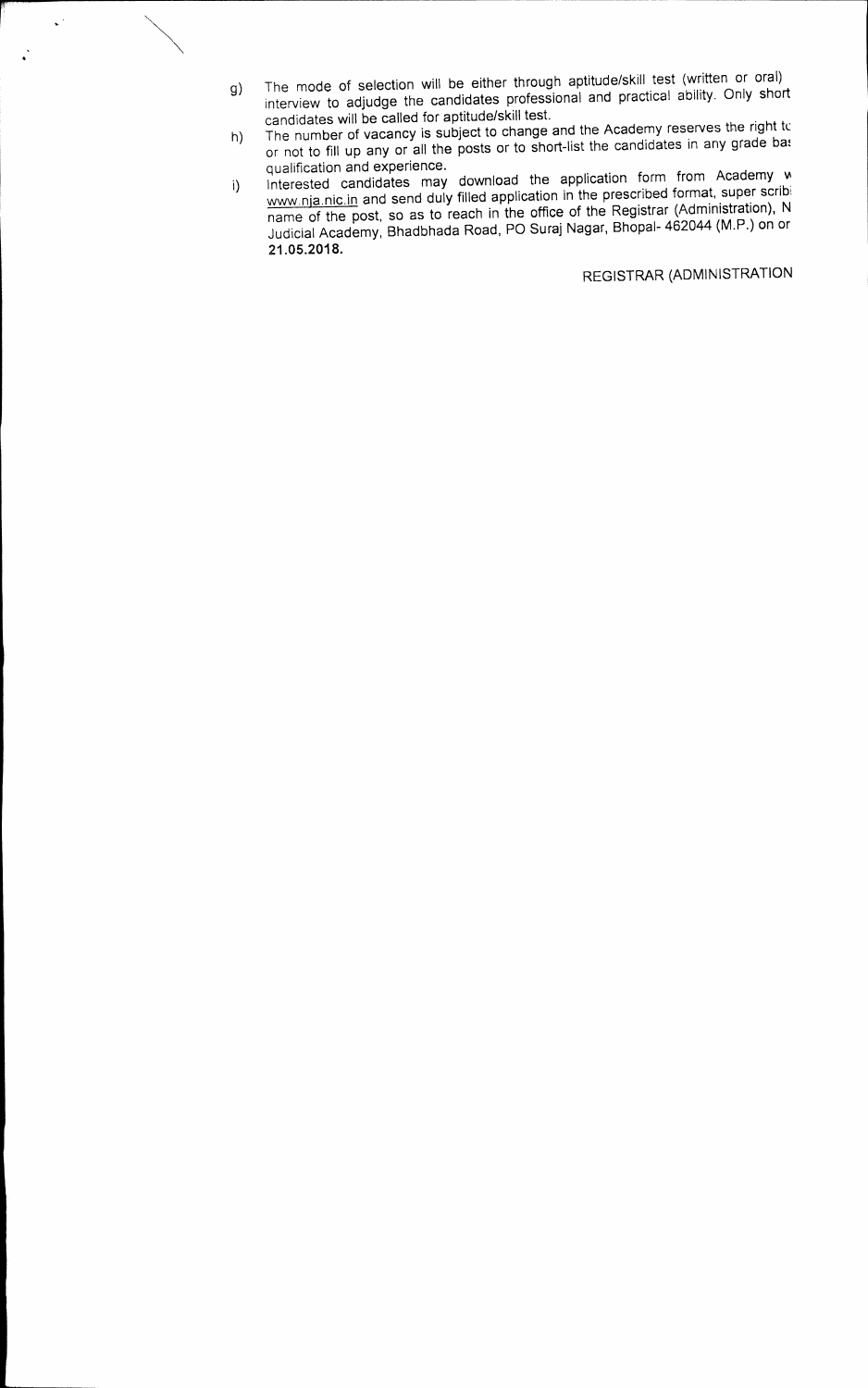g) The mode of selection will be either through aptitude/skill test (written or oral) interview to adjudge the candidates professional and practical ability. Only short candidates will be called for aptitude/skill test.

h) The number of vacancy is subject to change and the Academy reserves the right tc or not to fill up any or all the posts or to short-list the candidates in any grade ba: qualification and experience.

i) Interested candidates may download the application form from Academy w www.nja.nic.in and send duly filled application in the prescribed format, super scrib name of the post, so as to reach in the office of the Registrar (Administration), N Judicial Academy, Bhadbhada Road, PO Suraj Nagar, Bhopal- 462044 (M.P.) on or **21.05.2018.**

REGISTRAR (ADMINISTRATION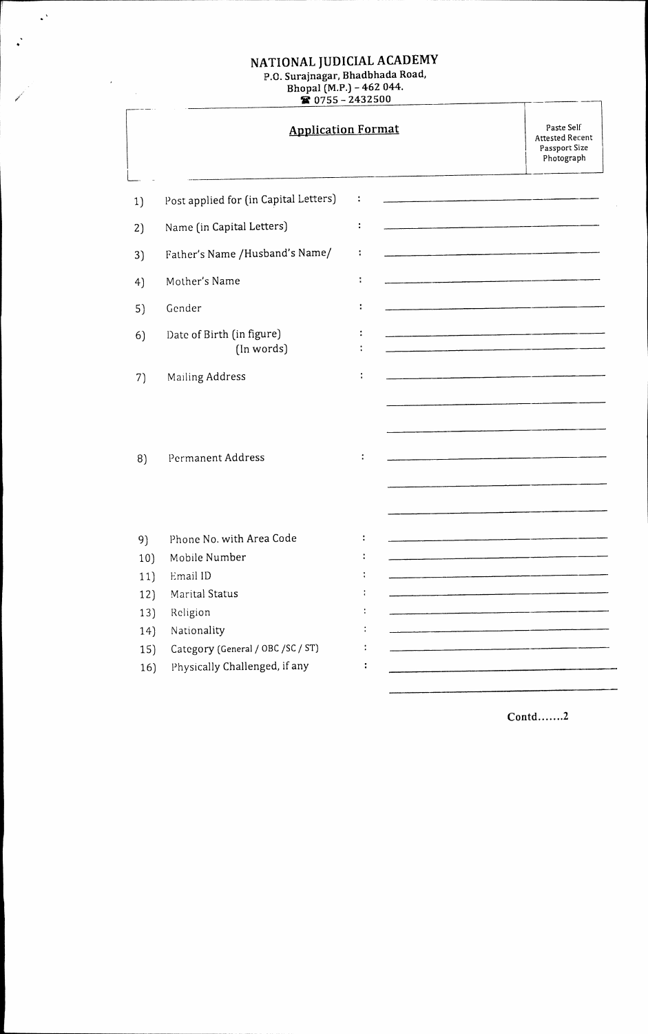# NATIONAL JUDICIAL ACADEMY

P.O. Surajnagar, Bhadbhada Road,
Bhopal (M.P.) – 462 044.
☎ 0755 – 2432500

## Application Format

Paste Self Attested Recent Passport Size Photograph

1) Post applied for (in Capital Letters) : ______________________

2) Name (in Capital Letters) : ______________________

3) Father's Name /Husband's Name/ : ______________________

4) Mother's Name : ______________________

5) Gender : ______________________

6) Date of Birth (in figure) : ______________________
   (In words) : ______________________

7) Mailing Address : ______________________
   ______________________
   ______________________

8) Permanent Address : ______________________
   ______________________
   ______________________

9) Phone No. with Area Code : ______________________

10) Mobile Number : ______________________

11) Email ID : ______________________

12) Marital Status : ______________________

13) Religion : ______________________

14) Nationality : ______________________

15) Category (General / OBC /SC / ST) : ______________________

16) Physically Challenged, if any : ______________________
   ______________________

Contd.......2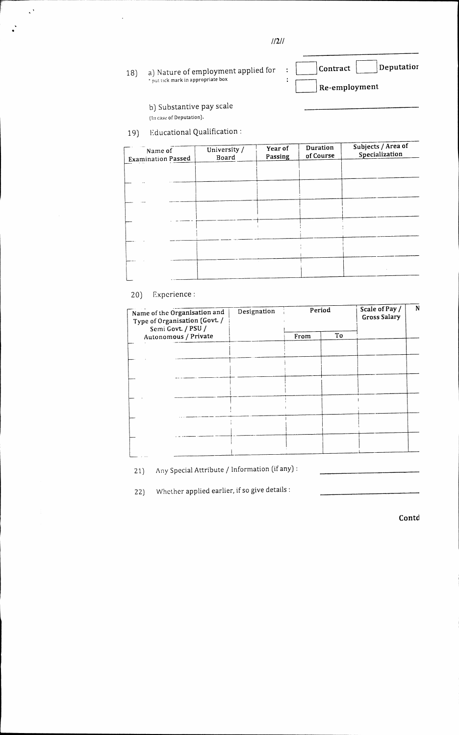18) a) Nature of employment applied for : ☐ Contract ☐ Deputation
* put tick mark in appropriate box : ☐ Re-employment

b) Substantive pay scale ____________________
(In case of Deputation).

19) Educational Qualification :

| Name of Examination Passed | University / Board | Year of Passing | Duration of Course | Subjects / Area of Specialization |
|---|---|---|---|---|
| | | | | |
| | | | | |
| | | | | |
| | | | | |
| | | | | |
| | | | | |

20) Experience :

| Name of the Organisation and Type of Organisation (Govt. / Semi Govt. / PSU / Autonomous / Private | Designation | Period | | Scale of Pay / Gross Salary | N |
|---|---|---|---|---|---|
| | | From | To | | |
| | | | | | |
| | | | | | |
| | | | | | |
| | | | | | |
| | | | | | |
| | | | | | |

21) Any Special Attribute / Information (if any) : ____________________

22) Whether applied earlier, if so give details : ____________________

Contd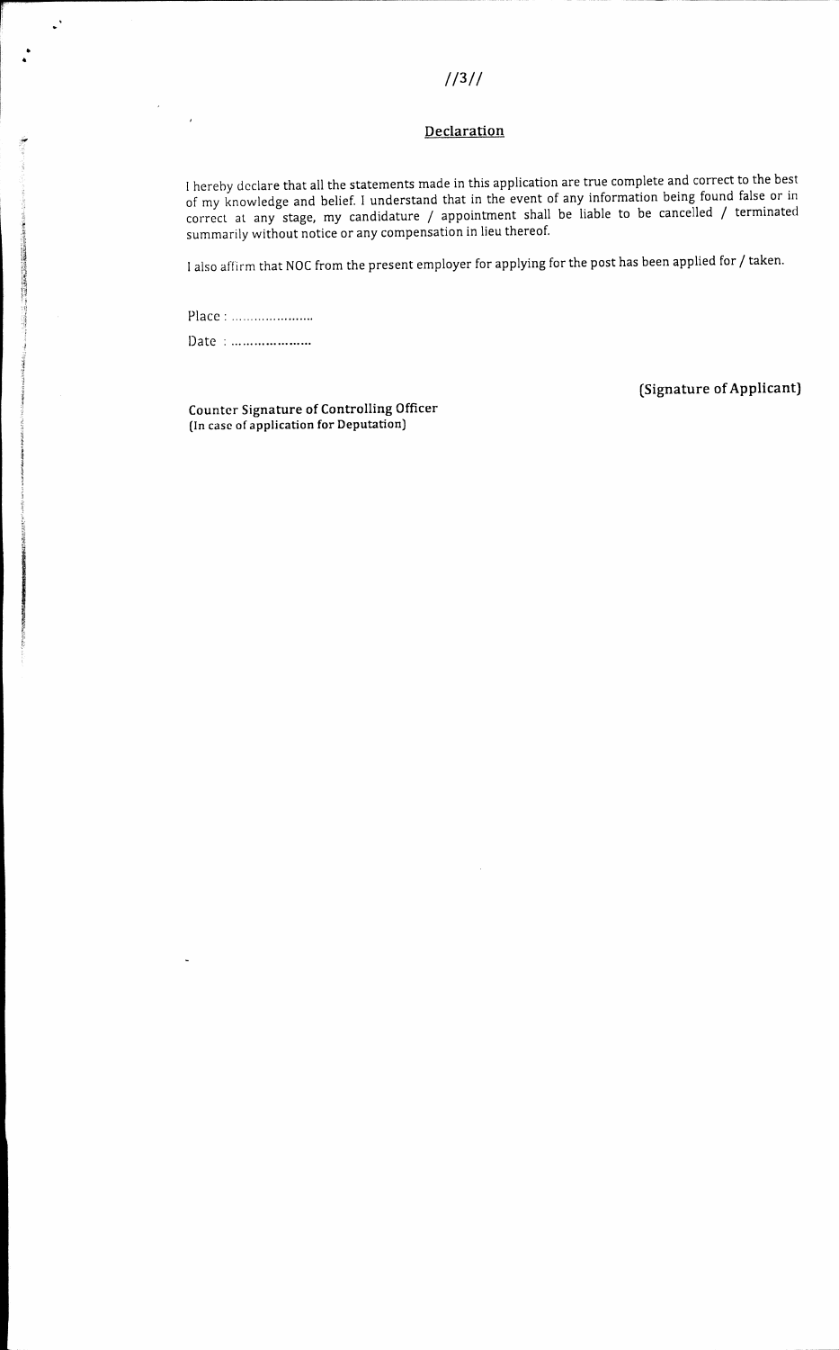## Declaration

I hereby declare that all the statements made in this application are true complete and correct to the best of my knowledge and belief. I understand that in the event of any information being found false or in correct at any stage, my candidature / appointment shall be liable to be cancelled / terminated summarily without notice or any compensation in lieu thereof.

I also affirm that NOC from the present employer for applying for the post has been applied for / taken.

Place : ......................

Date : .....................

**(Signature of Applicant)**

**Counter Signature of Controlling Officer**
**(In case of application for Deputation)**